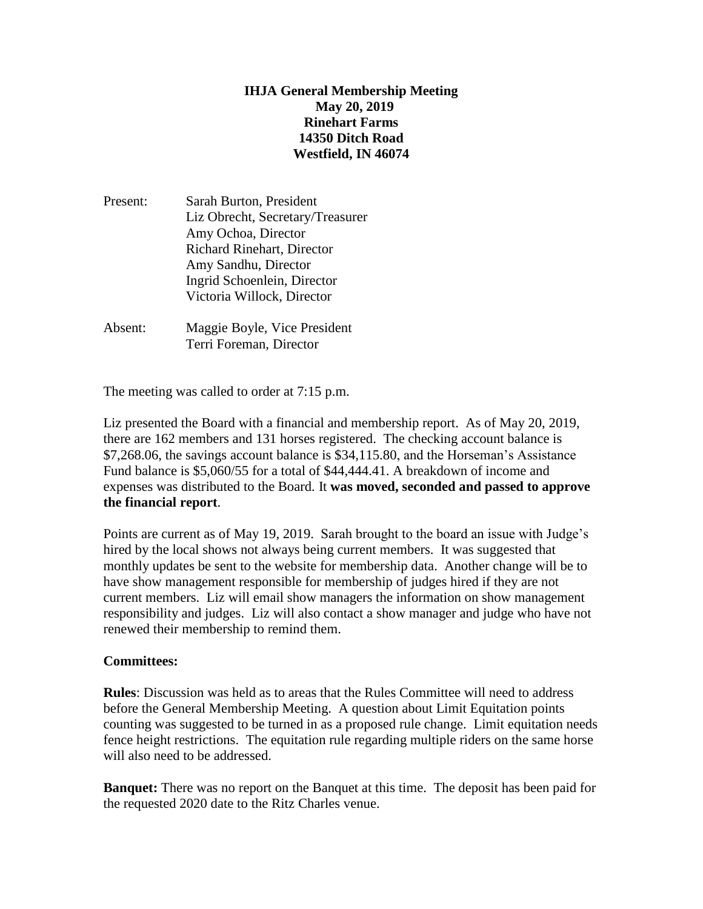# IHJA General Membership Meeting
**May 20, 2019**
**Rinehart Farms**
**14350 Ditch Road**
**Westfield, IN 46074**

Present: Sarah Burton, President
Liz Obrecht, Secretary/Treasurer
Amy Ochoa, Director
Richard Rinehart, Director
Amy Sandhu, Director
Ingrid Schoenlein, Director
Victoria Willock, Director

Absent: Maggie Boyle, Vice President
Terri Foreman, Director

The meeting was called to order at 7:15 p.m.

Liz presented the Board with a financial and membership report. As of May 20, 2019, there are 162 members and 131 horses registered. The checking account balance is $7,268.06, the savings account balance is $34,115.80, and the Horseman's Assistance Fund balance is $5,060/55 for a total of $44,444.41. A breakdown of income and expenses was distributed to the Board. It **was moved, seconded and passed to approve the financial report**.

Points are current as of May 19, 2019. Sarah brought to the board an issue with Judge's hired by the local shows not always being current members. It was suggested that monthly updates be sent to the website for membership data. Another change will be to have show management responsible for membership of judges hired if they are not current members. Liz will email show managers the information on show management responsibility and judges. Liz will also contact a show manager and judge who have not renewed their membership to remind them.

**Committees:**

**Rules**: Discussion was held as to areas that the Rules Committee will need to address before the General Membership Meeting. A question about Limit Equitation points counting was suggested to be turned in as a proposed rule change. Limit equitation needs fence height restrictions. The equitation rule regarding multiple riders on the same horse will also need to be addressed.

**Banquet:** There was no report on the Banquet at this time. The deposit has been paid for the requested 2020 date to the Ritz Charles venue.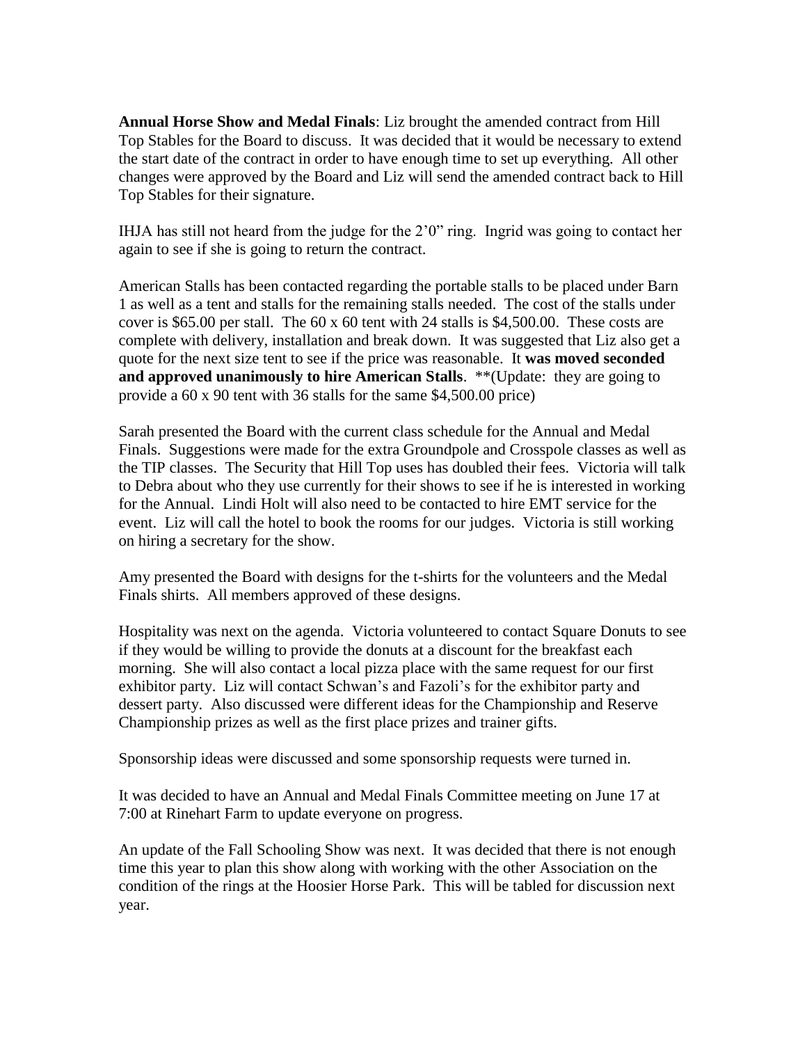**Annual Horse Show and Medal Finals**: Liz brought the amended contract from Hill Top Stables for the Board to discuss. It was decided that it would be necessary to extend the start date of the contract in order to have enough time to set up everything. All other changes were approved by the Board and Liz will send the amended contract back to Hill Top Stables for their signature.

IHJA has still not heard from the judge for the 2'0" ring. Ingrid was going to contact her again to see if she is going to return the contract.

American Stalls has been contacted regarding the portable stalls to be placed under Barn 1 as well as a tent and stalls for the remaining stalls needed. The cost of the stalls under cover is $65.00 per stall. The 60 x 60 tent with 24 stalls is $4,500.00. These costs are complete with delivery, installation and break down. It was suggested that Liz also get a quote for the next size tent to see if the price was reasonable. It **was moved seconded and approved unanimously to hire American Stalls**. **(Update: they are going to provide a 60 x 90 tent with 36 stalls for the same $4,500.00 price)

Sarah presented the Board with the current class schedule for the Annual and Medal Finals. Suggestions were made for the extra Groundpole and Crosspole classes as well as the TIP classes. The Security that Hill Top uses has doubled their fees. Victoria will talk to Debra about who they use currently for their shows to see if he is interested in working for the Annual. Lindi Holt will also need to be contacted to hire EMT service for the event. Liz will call the hotel to book the rooms for our judges. Victoria is still working on hiring a secretary for the show.

Amy presented the Board with designs for the t-shirts for the volunteers and the Medal Finals shirts. All members approved of these designs.

Hospitality was next on the agenda. Victoria volunteered to contact Square Donuts to see if they would be willing to provide the donuts at a discount for the breakfast each morning. She will also contact a local pizza place with the same request for our first exhibitor party. Liz will contact Schwan's and Fazoli's for the exhibitor party and dessert party. Also discussed were different ideas for the Championship and Reserve Championship prizes as well as the first place prizes and trainer gifts.

Sponsorship ideas were discussed and some sponsorship requests were turned in.

It was decided to have an Annual and Medal Finals Committee meeting on June 17 at 7:00 at Rinehart Farm to update everyone on progress.

An update of the Fall Schooling Show was next. It was decided that there is not enough time this year to plan this show along with working with the other Association on the condition of the rings at the Hoosier Horse Park. This will be tabled for discussion next year.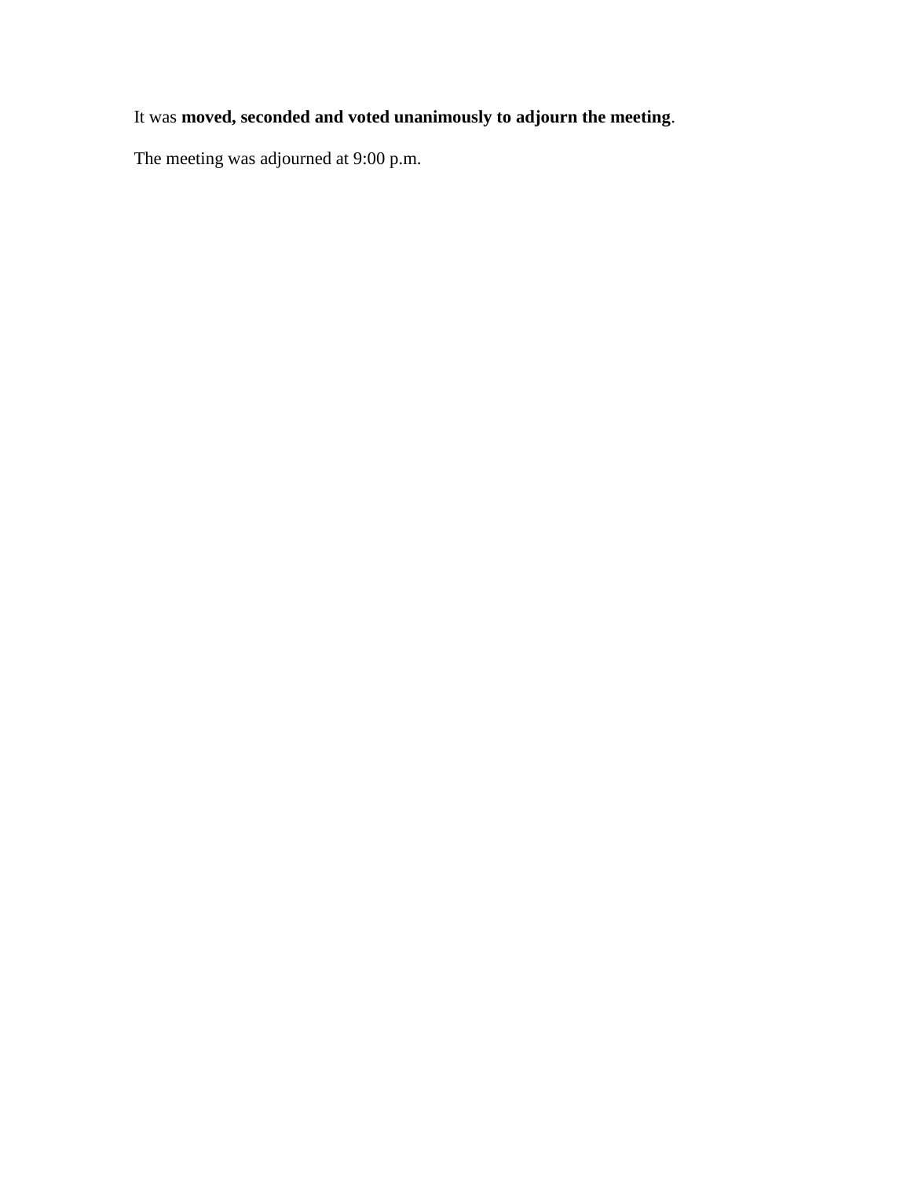It was **moved, seconded and voted unanimously to adjourn the meeting**.

The meeting was adjourned at 9:00 p.m.